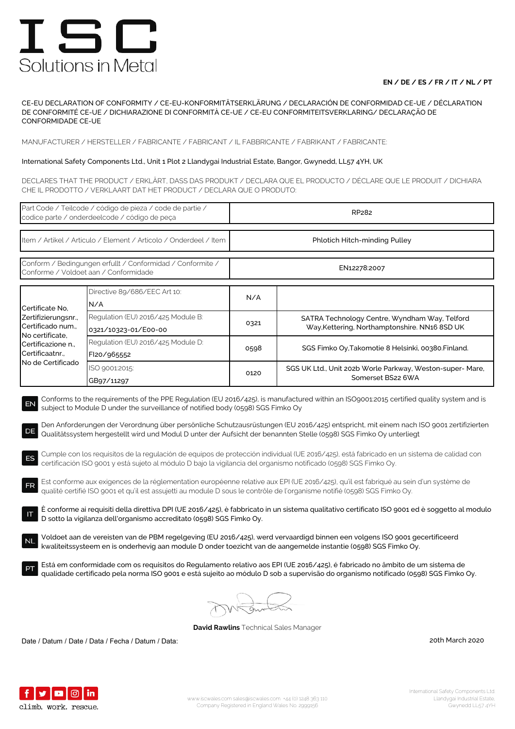# ISC

Solutions in Metal

**EN / DE / ES / FR / IT / NL / PT**

CE-EU DECLARATION OF CONFORMITY / CE-EU-KONFORMITÄTSERKLÄRUNG / DECLARACIÓN DE CONFORMIDAD CE-UE / DÉCLARATION DE CONFORMITÉ CE-UE / DICHIARAZIONE DI CONFORMITÀ CE-UE / CE-EU CONFORMITEITSVERKLARING/ DECLARAÇÃO DE CONFORMIDADE CE-UE

MANUFACTURER / HERSTELLER / FABRICANTE / FABRICANT / IL FABBRICANTE / FABRIKANT / FABRICANTE:

International Safety Components Ltd., Unit 1 Plot 2 Llandygai Industrial Estate, Bangor, Gwynedd, LL57 4YH, UK

DECLARES THAT THE PRODUCT / ERKLÄRT, DASS DAS PRODUKT / DECLARA QUE EL PRODUCTO / DÉCLARE QUE LE PRODUIT / DICHIARA CHE IL PRODOTTO / VERKLAART DAT HET PRODUCT / DECLARA QUE O PRODUTO:

| Part Code / Teilcode / código de pieza / code de partie / codice parte / onderdeelcode / código de peça | RP282 |
|---|---|
| Item / Artikel / Articulo / Element / Articolo / Onderdeel / Item | Phlotich Hitch-minding Pulley |
| Conform / Bedingungen erfullt / Conformidad / Conformite / Conforme / Voldoet aan / Conformidade | EN12278:2007 |

| Certificate No, Zertifizierungsnr., Certificado num., No certificate, Certificazione n., Certificaatnr., No de Certificado | Directive 89/686/EEC Art 10: N/A | N/A | |
|---|---|---|---|
| | Regulation (EU) 2016/425 Module B: 0321/10323-01/E00-00 | 0321 | SATRA Technology Centre, Wyndham Way, Telford Way,Kettering, Northamptonshire. NN16 8SD UK |
| | Regulation (EU) 2016/425 Module D: FI20/965552 | 0598 | SGS Fimko Oy,Takomotie 8 Helsinki, 00380.Finland. |
| | ISO 9001:2015: GB97/11297 | 0120 | SGS UK Ltd., Unit 202b Worle Parkway, Weston-super- Mare, Somerset BS22 6WA |

**EN** Conforms to the requirements of the PPE Regulation (EU 2016/425), is manufactured within an ISO9001:2015 certified quality system and is subject to Module D under the surveillance of notified body (0598) SGS Fimko Oy

**DE** Den Anforderungen der Verordnung über persönliche Schutzausrüstungen (EU 2016/425) entspricht, mit einem nach ISO 9001 zertifizierten Qualitätssystem hergestellt wird und Modul D unter der Aufsicht der benannten Stelle (0598) SGS Fimko Oy unterliegt

**ES** Cumple con los requisitos de la regulación de equipos de protección individual (UE 2016/425), está fabricado en un sistema de calidad con certificación ISO 9001 y está sujeto al módulo D bajo la vigilancia del organismo notificado (0598) SGS Fimko Oy.

**FR** Est conforme aux exigences de la réglementation européenne relative aux EPI (UE 2016/425), qu'il est fabriqué au sein d'un système de qualité certifié ISO 9001 et qu'il est assujetti au module D sous le contrôle de l'organisme notifié (0598) SGS Fimko Oy.

**IT** È conforme ai requisiti della direttiva DPI (UE 2016/425), è fabbricato in un sistema qualitativo certificato ISO 9001 ed è soggetto al modulo D sotto la vigilanza dell'organismo accreditato (0598) SGS Fimko Oy.

**NL** Voldoet aan de vereisten van de PBM regelgeving (EU 2016/425), werd vervaardigd binnen een volgens ISO 9001 gecertificeerd kwaliteitssysteem en is onderhevig aan module D onder toezicht van de aangemelde instantie (0598) SGS Fimko Oy.

**PT** Está em conformidade com os requisitos do Regulamento relativo aos EPI (UE 2016/425), é fabricado no âmbito de um sistema de qualidade certificado pela norma ISO 9001 e está sujeito ao módulo D sob a supervisão do organismo notificado (0598) SGS Fimko Oy.

**David Rawlins** Technical Sales Manager

Date / Datum / Date / Data / Fecha / Datum / Data: 20th March 2020

climb. work. rescue.

www.iscwales.com sales@iscwales.com +44 (0) 1248 363 110
Company Registered in England Wales No. 2999156

International Safety Components Ltd.
Llandygai Industrial Estate,
Gwynedd LL57 4YH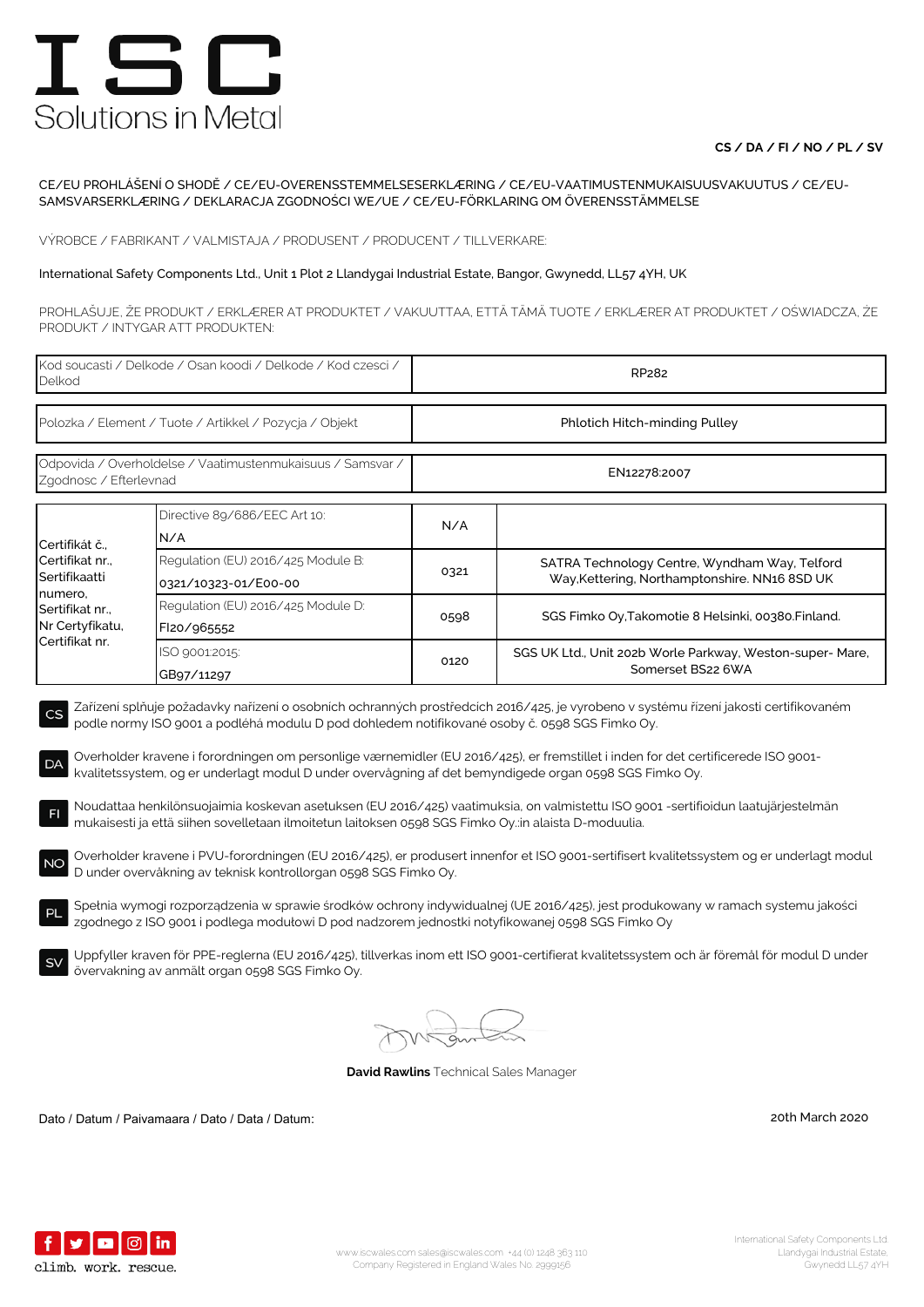# ISC
Solutions in Metal

**CS / DA / FI / NO / PL / SV**

CE/EU PROHLÁŠENÍ O SHODĚ / CE/EU-OVERENSSTEMMELSESERKLÆRING / CE/EU-VAATIMUSTENMUKAISUUSVAKUUTUS / CE/EU-SAMSVARSERKLÆRING / DEKLARACJA ZGODNOŚCI WE/UE / CE/EU-FÖRKLARING OM ÖVERENSSTÄMMELSE

VÝROBCE / FABRIKANT / VALMISTAJA / PRODUSENT / PRODUCENT / TILLVERKARE:

International Safety Components Ltd., Unit 1 Plot 2 Llandygai Industrial Estate, Bangor, Gwynedd, LL57 4YH, UK

PROHLAŠUJE, ŽE PRODUKT / ERKLÆRER AT PRODUKTET / VAKUUTTAA, ETTÄ TÄMÄ TUOTE / ERKLÆRER AT PRODUKTET / OŚWIADCZA, ŻE PRODUKT / INTYGAR ATT PRODUKTEN:

| Kod soucasti / Delkode / Osan koodi / Delkode / Kod czesci / Delkod | RP282 |
|---|---|
| Polozka / Element / Tuote / Artikkel / Pozycja / Objekt | Phlotich Hitch-minding Pulley |
| Odpovida / Overholdelse / Vaatimustenmukaisuus / Samsvar / Zgodnosc / Efterlevnad | EN12278:2007 |

| Certifikát č., Certifikat nr., Sertifikaatti numero, Sertifikat nr., Nr Certyfikatu, Certifikat nr. | | | |
|---|---|---|---|
| | Directive 89/686/EEC Art 10: N/A | N/A | |
| | Regulation (EU) 2016/425 Module B: 0321/10323-01/E00-00 | 0321 | SATRA Technology Centre, Wyndham Way, Telford Way,Kettering, Northamptonshire. NN16 8SD UK |
| | Regulation (EU) 2016/425 Module D: FI20/965552 | 0598 | SGS Fimko Oy,Takomotie 8 Helsinki, 00380.Finland. |
| | ISO 9001:2015: GB97/11297 | 0120 | SGS UK Ltd., Unit 202b Worle Parkway, Weston-super- Mare, Somerset BS22 6WA |

**CS** Zařízení splňuje požadavky nařízeni o osobních ochranných prostředcích 2016/425, je vyrobeno v systému řízení jakosti certifikovaném podle normy ISO 9001 a podléhá modulu D pod dohledem notifikované osoby č. 0598 SGS Fimko Oy.

**DA** Overholder kravene i forordningen om personlige værnemidler (EU 2016/425), er fremstillet i inden for det certificerede ISO 9001-kvalitetssystem, og er underlagt modul D under overvågning af det bemyndigede organ 0598 SGS Fimko Oy.

**FI** Noudattaa henkilönsuojaimia koskevan asetuksen (EU 2016/425) vaatimuksia, on valmistettu ISO 9001 -sertifioidun laatujärjestelmän mukaisesti ja että siihen sovelletaan ilmoitetun laitoksen 0598 SGS Fimko Oy.:in alaista D-moduulia.

**NO** Overholder kravene i PVU-forordningen (EU 2016/425), er produsert innenfor et ISO 9001-sertifisert kvalitetssystem og er underlagt modul D under overvåkning av teknisk kontrollorgan 0598 SGS Fimko Oy.

**PL** Spełnia wymogi rozporządzenia w sprawie środków ochrony indywidualnej (UE 2016/425), jest produkowany w ramach systemu jakości zgodnego z ISO 9001 i podlega modułowi D pod nadzorem jednostki notyfikowanej 0598 SGS Fimko Oy

**SV** Uppfyller kraven för PPE-reglerna (EU 2016/425), tillverkas inom ett ISO 9001-certifierat kvalitetssystem och är föremål för modul D under övervakning av anmält organ 0598 SGS Fimko Oy.

**David Rawlins** Technical Sales Manager

Dato / Datum / Paivamaara / Dato / Data / Datum: 20th March 2020

climb. work. rescue.

www.iscwales.com sales@iscwales.com +44 (0) 1248 363 110
Company Registered in England Wales No. 2999156

International Safety Components Ltd.
Llandygai Industrial Estate,
Gwynedd LL57 4YH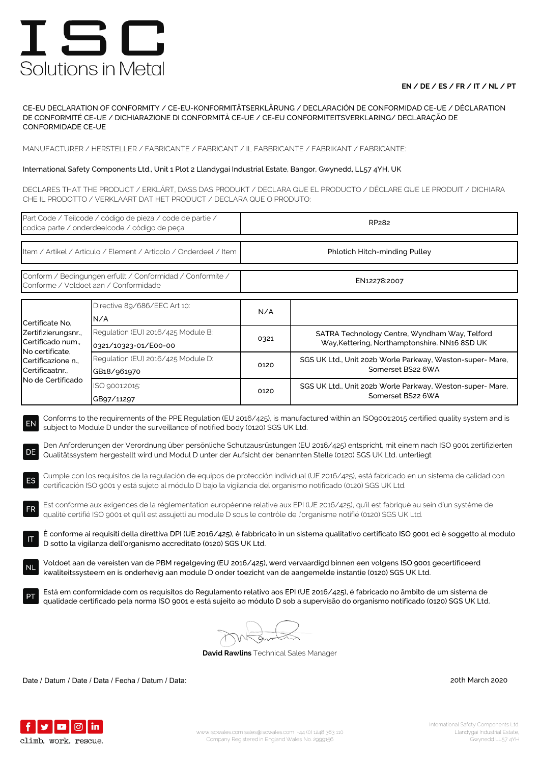# ISC
Solutions in Metal

**EN / DE / ES / FR / IT / NL / PT**

CE-EU DECLARATION OF CONFORMITY / CE-EU-KONFORMITÄTSERKLÄRUNG / DECLARACIÓN DE CONFORMIDAD CE-UE / DÉCLARATION DE CONFORMITÉ CE-UE / DICHIARAZIONE DI CONFORMITÀ CE-UE / CE-EU CONFORMITEITSVERKLARING/ DECLARAÇÃO DE CONFORMIDADE CE-UE

MANUFACTURER / HERSTELLER / FABRICANTE / FABRICANT / IL FABBRICANTE / FABRIKANT / FABRICANTE:

International Safety Components Ltd., Unit 1 Plot 2 Llandygai Industrial Estate, Bangor, Gwynedd, LL57 4YH, UK

DECLARES THAT THE PRODUCT / ERKLÄRT, DASS DAS PRODUKT / DECLARA QUE EL PRODUCTO / DÉCLARE QUE LE PRODUIT / DICHIARA CHE IL PRODOTTO / VERKLAART DAT HET PRODUCT / DECLARA QUE O PRODUTO:

| Part Code / Teilcode / código de pieza / code de partie / codice parte / onderdeelcode / código de peça | RP282 |
|---|---|
| Item / Artikel / Articulo / Element / Articolo / Onderdeel / Item | Phlotich Hitch-minding Pulley |
| Conform / Bedingungen erfullt / Conformidad / Conformite / Conforme / Voldoet aan / Conformidade | EN12278:2007 |

| Certificate No, Zertifizierungsnr., Certificado num., No certificate, Certificazione n., Certificaatnr., No de Certificado | Directive 89/686/EEC Art 10: N/A | N/A | |
|---|---|---|---|
| | Regulation (EU) 2016/425 Module B: 0321/10323-01/E00-00 | 0321 | SATRA Technology Centre, Wyndham Way, Telford Way,Kettering, Northamptonshire. NN16 8SD UK |
| | Regulation (EU) 2016/425 Module D: GB18/961970 | 0120 | SGS UK Ltd., Unit 202b Worle Parkway, Weston-super- Mare, Somerset BS22 6WA |
| | ISO 9001:2015: GB97/11297 | 0120 | SGS UK Ltd., Unit 202b Worle Parkway, Weston-super- Mare, Somerset BS22 6WA |

**EN** Conforms to the requirements of the PPE Regulation (EU 2016/425), is manufactured within an ISO9001:2015 certified quality system and is subject to Module D under the surveillance of notified body (0120) SGS UK Ltd.

**DE** Den Anforderungen der Verordnung über persönliche Schutzausrüstungen (EU 2016/425) entspricht, mit einem nach ISO 9001 zertifizierten Qualitätssystem hergestellt wird und Modul D unter der Aufsicht der benannten Stelle (0120) SGS UK Ltd. unterliegt

**ES** Cumple con los requisitos de la regulación de equipos de protección individual (UE 2016/425), está fabricado en un sistema de calidad con certificación ISO 9001 y está sujeto al módulo D bajo la vigilancia del organismo notificado (0120) SGS UK Ltd.

**FR** Est conforme aux exigences de la réglementation européenne relative aux EPI (UE 2016/425), qu'il est fabriqué au sein d'un système de qualité certifié ISO 9001 et qu'il est assujetti au module D sous le contrôle de l'organisme notifié (0120) SGS UK Ltd.

**IT** È conforme ai requisiti della direttiva DPI (UE 2016/425), è fabbricato in un sistema qualitativo certificato ISO 9001 ed è soggetto al modulo D sotto la vigilanza dell'organismo accreditato (0120) SGS UK Ltd.

**NL** Voldoet aan de vereisten van de PBM regelgeving (EU 2016/425), werd vervaardigd binnen een volgens ISO 9001 gecertificeerd kwaliteitssysteem en is onderhevig aan module D onder toezicht van de aangemelde instantie (0120) SGS UK Ltd.

**PT** Está em conformidade com os requisitos do Regulamento relativo aos EPI (UE 2016/425), é fabricado no âmbito de um sistema de qualidade certificado pela norma ISO 9001 e está sujeito ao módulo D sob a supervisão do organismo notificado (0120) SGS UK Ltd.

**David Rawlins** Technical Sales Manager

Date / Datum / Date / Data / Fecha / Datum / Data: 20th March 2020

climb. work. rescue.

www.iscwales.com sales@iscwales.com +44 (0) 1248 363 110
Company Registered in England Wales No. 2999156

International Safety Components Ltd.
Llandygai Industrial Estate,
Gwynedd LL57 4YH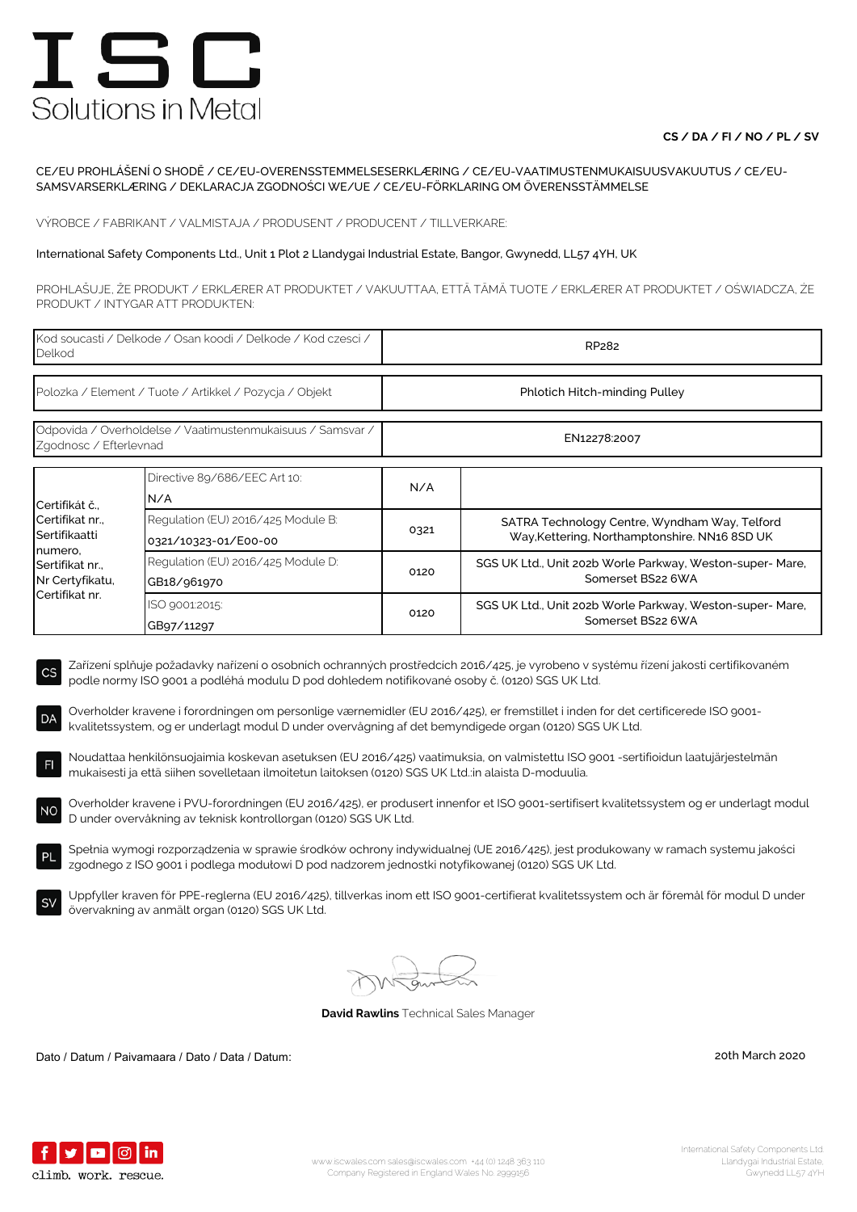# ISC
Solutions in Metal

**CS / DA / FI / NO / PL / SV**

CE/EU PROHLÁŠENÍ O SHODĚ / CE/EU-OVERENSSTEMMELSESERKLÆRING / CE/EU-VAATIMUSTENMUKAISUUSVAKUUTUS / CE/EU-SAMSVARSERKLÆRING / DEKLARACJA ZGODNOŚCI WE/UE / CE/EU-FÖRKLARING OM ÖVERENSSTÄMMELSE

VÝROBCE / FABRIKANT / VALMISTAJA / PRODUSENT / PRODUCENT / TILLVERKARE:

International Safety Components Ltd., Unit 1 Plot 2 Llandygai Industrial Estate, Bangor, Gwynedd, LL57 4YH, UK

PROHLAŠUJE, ŽE PRODUKT / ERKLÆRER AT PRODUKTET / VAKUUTTAA, ETTÄ TÄMÄ TUOTE / ERKLÆRER AT PRODUKTET / OŚWIADCZA, ŻE PRODUKT / INTYGAR ATT PRODUKTEN:

| | |
|---|---|
| Kod soucasti / Delkode / Osan koodi / Delkode / Kod czesci / Delkod | RP282 |
| Polozka / Element / Tuote / Artikkel / Pozycja / Objekt | Phlotich Hitch-minding Pulley |
| Odpovida / Overholdelse / Vaatimustenmukaisuus / Samsvar / Zgodnosc / Efterlevnad | EN12278:2007 |

| | | | |
|---|---|---|---|
| Certifikát č., Certifikat nr., Sertifikaatti numero, Sertifikat nr., Nr Certyfikatu, Certifikat nr. | Directive 89/686/EEC Art 10: N/A | N/A | |
| | Regulation (EU) 2016/425 Module B: 0321/10323-01/E00-00 | 0321 | SATRA Technology Centre, Wyndham Way, Telford Way,Kettering, Northamptonshire. NN16 8SD UK |
| | Regulation (EU) 2016/425 Module D: GB18/961970 | 0120 | SGS UK Ltd., Unit 202b Worle Parkway, Weston-super- Mare, Somerset BS22 6WA |
| | ISO 9001:2015: GB97/11297 | 0120 | SGS UK Ltd., Unit 202b Worle Parkway, Weston-super- Mare, Somerset BS22 6WA |

**CS** Zařízení splňuje požadavky nařizeni o osobních ochranných prostředcích 2016/425, je vyrobeno v systému řízení jakosti certifikovaném podle normy ISO 9001 a podléhá modulu D pod dohledem notifikované osoby č. (0120) SGS UK Ltd.

**DA** Overholder kravene i forordningen om personlige værnemidler (EU 2016/425), er fremstillet i inden for det certificerede ISO 9001-kvalitetssystem, og er underlagt modul D under overvågning af det bemyndigede organ (0120) SGS UK Ltd.

**FI** Noudattaa henkilönsuojaimia koskevan asetuksen (EU 2016/425) vaatimuksia, on valmistettu ISO 9001 -sertifioidun laatujärjestelmän mukaisesti ja että siihen sovelletaan ilmoitetun laitoksen (0120) SGS UK Ltd.:in alaista D-moduulia.

**NO** Overholder kravene i PVU-forordningen (EU 2016/425), er produsert innenfor et ISO 9001-sertifisert kvalitetssystem og er underlagt modul D under overvåkning av teknisk kontrollorgan (0120) SGS UK Ltd.

**PL** Spełnia wymogi rozporządzenia w sprawie środków ochrony indywidualnej (UE 2016/425), jest produkowany w ramach systemu jakości zgodnego z ISO 9001 i podlega modułowi D pod nadzorem jednostki notyfikowanej (0120) SGS UK Ltd.

**SV** Uppfyller kraven för PPE-reglerna (EU 2016/425), tillverkas inom ett ISO 9001-certifierat kvalitetssystem och är föremål för modul D under övervakning av anmält organ (0120) SGS UK Ltd.

**David Rawlins** Technical Sales Manager

Dato / Datum / Paivamaara / Dato / Data / Datum: 20th March 2020

climb. work. rescue.

www.iscwales.com sales@iscwales.com +44 (0) 1248 363 110
Company Registered in England Wales No. 2999156

International Safety Components Ltd.
Llandygai Industrial Estate,
Gwynedd LL57 4YH